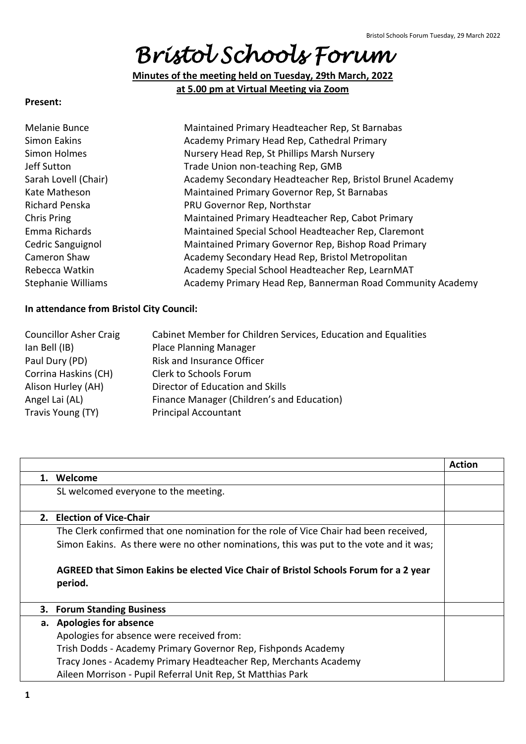# Bristol Schools Forum

**Minutes of the meeting held on Tuesday, 29th March, 2022**
**at 5.00 pm at Virtual Meeting via Zoom**

**Present:**

| | |
|---|---|
| Melanie Bunce | Maintained Primary Headteacher Rep, St Barnabas |
| Simon Eakins | Academy Primary Head Rep, Cathedral Primary |
| Simon Holmes | Nursery Head Rep, St Phillips Marsh Nursery |
| Jeff Sutton | Trade Union non-teaching Rep, GMB |
| Sarah Lovell (Chair) | Academy Secondary Headteacher Rep, Bristol Brunel Academy |
| Kate Matheson | Maintained Primary Governor Rep, St Barnabas |
| Richard Penska | PRU Governor Rep, Northstar |
| Chris Pring | Maintained Primary Headteacher Rep, Cabot Primary |
| Emma Richards | Maintained Special School Headteacher Rep, Claremont |
| Cedric Sanguignol | Maintained Primary Governor Rep, Bishop Road Primary |
| Cameron Shaw | Academy Secondary Head Rep, Bristol Metropolitan |
| Rebecca Watkin | Academy Special School Headteacher Rep, LearnMAT |
| Stephanie Williams | Academy Primary Head Rep, Bannerman Road Community Academy |

**In attendance from Bristol City Council:**

| | |
|---|---|
| Councillor Asher Craig | Cabinet Member for Children Services, Education and Equalities |
| Ian Bell (IB) | Place Planning Manager |
| Paul Dury (PD) | Risk and Insurance Officer |
| Corrina Haskins (CH) | Clerk to Schools Forum |
| Alison Hurley (AH) | Director of Education and Skills |
| Angel Lai (AL) | Finance Manager (Children's and Education) |
| Travis Young (TY) | Principal Accountant |

| | Action |
|---|---|
| **1. Welcome** | |
| SL welcomed everyone to the meeting. | |
| **2. Election of Vice-Chair** | |
| The Clerk confirmed that one nomination for the role of Vice Chair had been received, Simon Eakins. As there were no other nominations, this was put to the vote and it was;<br><br>**AGREED that Simon Eakins be elected Vice Chair of Bristol Schools Forum for a 2 year period.** | |
| **3. Forum Standing Business** | |
| **a. Apologies for absence**<br>Apologies for absence were received from:<br>Trish Dodds - Academy Primary Governor Rep, Fishponds Academy<br>Tracy Jones - Academy Primary Headteacher Rep, Merchants Academy<br>Aileen Morrison - Pupil Referral Unit Rep, St Matthias Park | |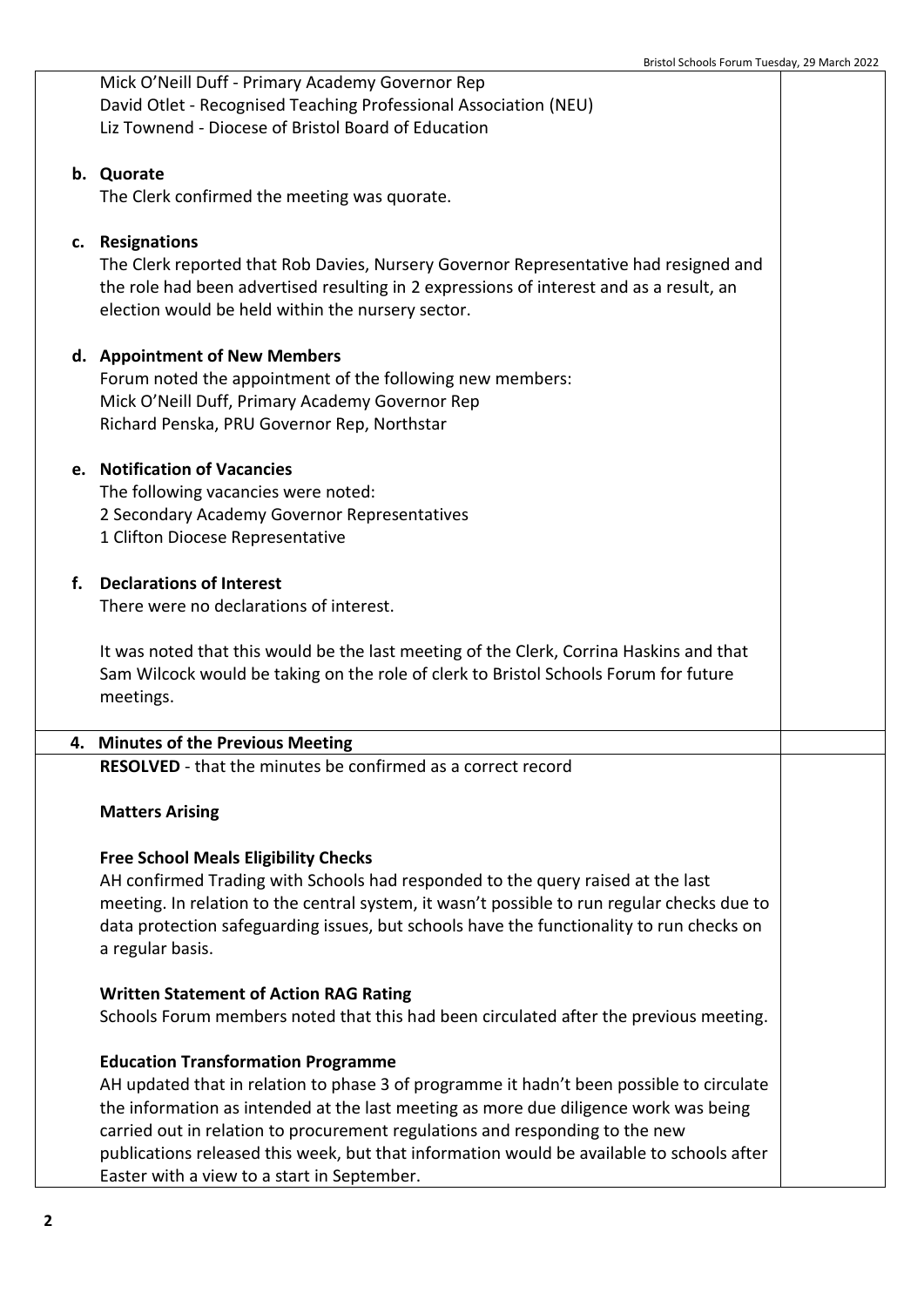Mick O'Neill Duff - Primary Academy Governor Rep
David Otlet - Recognised Teaching Professional Association (NEU)
Liz Townend - Diocese of Bristol Board of Education

**b. Quorate**

The Clerk confirmed the meeting was quorate.

**c. Resignations**

The Clerk reported that Rob Davies, Nursery Governor Representative had resigned and the role had been advertised resulting in 2 expressions of interest and as a result, an election would be held within the nursery sector.

**d. Appointment of New Members**

Forum noted the appointment of the following new members:
Mick O'Neill Duff, Primary Academy Governor Rep
Richard Penska, PRU Governor Rep, Northstar

**e. Notification of Vacancies**

The following vacancies were noted:
2 Secondary Academy Governor Representatives
1 Clifton Diocese Representative

**f. Declarations of Interest**

There were no declarations of interest.

It was noted that this would be the last meeting of the Clerk, Corrina Haskins and that Sam Wilcock would be taking on the role of clerk to Bristol Schools Forum for future meetings.

## 4. Minutes of the Previous Meeting

**RESOLVED** - that the minutes be confirmed as a correct record

**Matters Arising**

**Free School Meals Eligibility Checks**

AH confirmed Trading with Schools had responded to the query raised at the last meeting. In relation to the central system, it wasn't possible to run regular checks due to data protection safeguarding issues, but schools have the functionality to run checks on a regular basis.

**Written Statement of Action RAG Rating**

Schools Forum members noted that this had been circulated after the previous meeting.

**Education Transformation Programme**

AH updated that in relation to phase 3 of programme it hadn't been possible to circulate the information as intended at the last meeting as more due diligence work was being carried out in relation to procurement regulations and responding to the new publications released this week, but that information would be available to schools after Easter with a view to a start in September.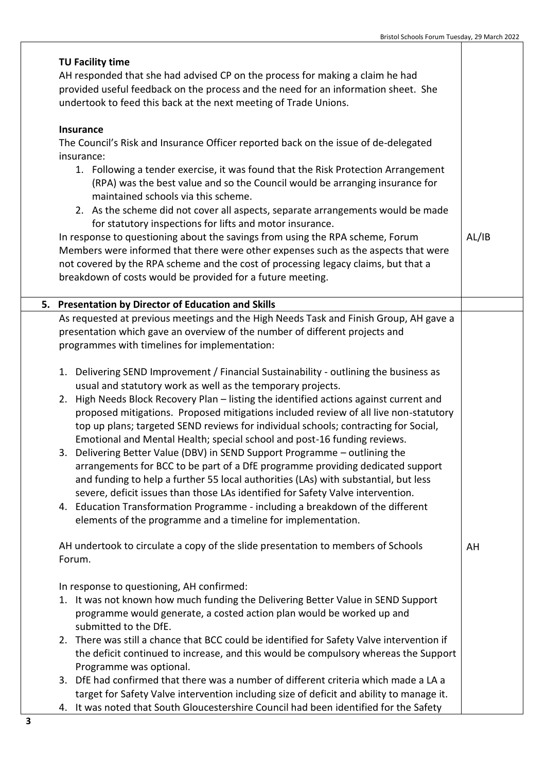**TU Facility time**

AH responded that she had advised CP on the process for making a claim he had provided useful feedback on the process and the need for an information sheet. She undertook to feed this back at the next meeting of Trade Unions.

**Insurance**

The Council's Risk and Insurance Officer reported back on the issue of de-delegated insurance:

1. Following a tender exercise, it was found that the Risk Protection Arrangement (RPA) was the best value and so the Council would be arranging insurance for maintained schools via this scheme.
2. As the scheme did not cover all aspects, separate arrangements would be made for statutory inspections for lifts and motor insurance.

In response to questioning about the savings from using the RPA scheme, Forum Members were informed that there were other expenses such as the aspects that were not covered by the RPA scheme and the cost of processing legacy claims, but that a breakdown of costs would be provided for a future meeting. — **AL/IB**

## 5. Presentation by Director of Education and Skills

As requested at previous meetings and the High Needs Task and Finish Group, AH gave a presentation which gave an overview of the number of different projects and programmes with timelines for implementation:

1. Delivering SEND Improvement / Financial Sustainability - outlining the business as usual and statutory work as well as the temporary projects.
2. High Needs Block Recovery Plan – listing the identified actions against current and proposed mitigations. Proposed mitigations included review of all live non-statutory top up plans; targeted SEND reviews for individual schools; contracting for Social, Emotional and Mental Health; special school and post-16 funding reviews.
3. Delivering Better Value (DBV) in SEND Support Programme – outlining the arrangements for BCC to be part of a DfE programme providing dedicated support and funding to help a further 55 local authorities (LAs) with substantial, but less severe, deficit issues than those LAs identified for Safety Valve intervention.
4. Education Transformation Programme - including a breakdown of the different elements of the programme and a timeline for implementation.

AH undertook to circulate a copy of the slide presentation to members of Schools Forum. — **AH**

In response to questioning, AH confirmed:

1. It was not known how much funding the Delivering Better Value in SEND Support programme would generate, a costed action plan would be worked up and submitted to the DfE.
2. There was still a chance that BCC could be identified for Safety Valve intervention if the deficit continued to increase, and this would be compulsory whereas the Support Programme was optional.
3. DfE had confirmed that there was a number of different criteria which made a LA a target for Safety Valve intervention including size of deficit and ability to manage it.
4. It was noted that South Gloucestershire Council had been identified for the Safety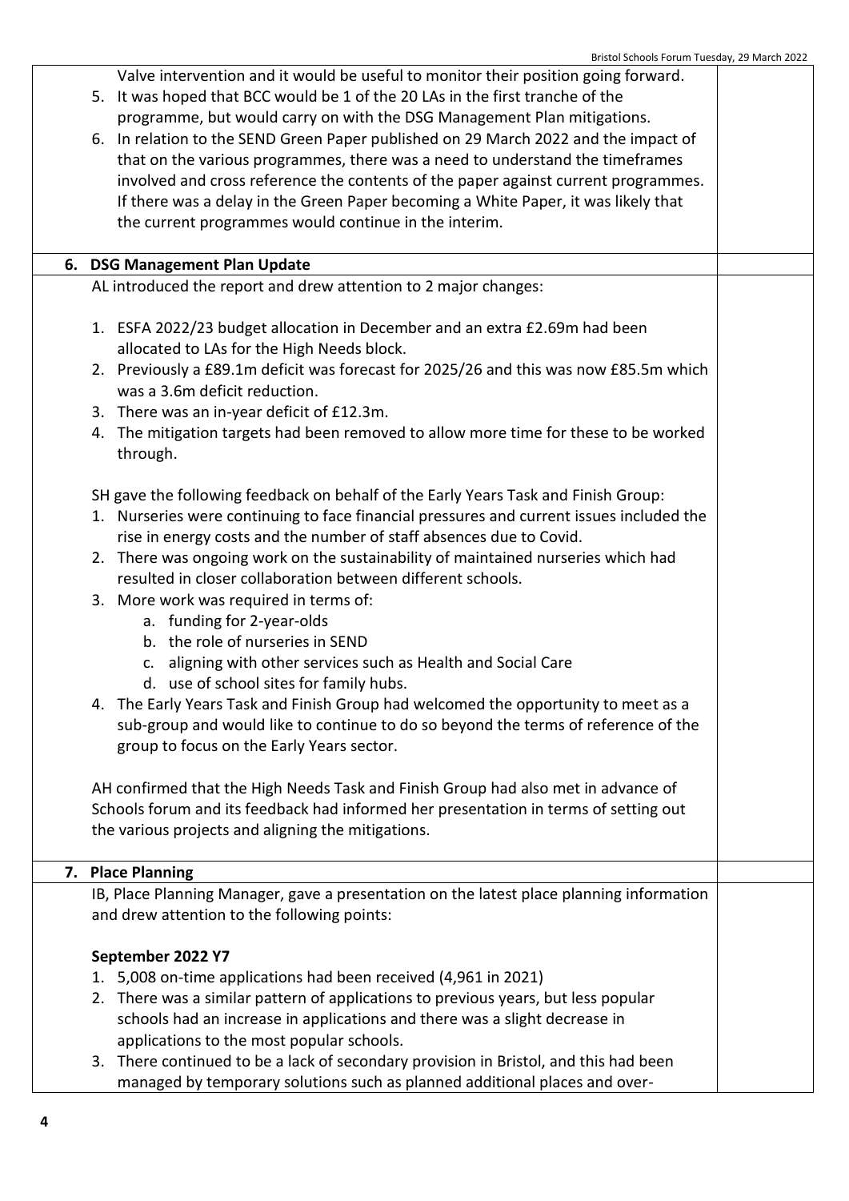Valve intervention and it would be useful to monitor their position going forward.

5. It was hoped that BCC would be 1 of the 20 LAs in the first tranche of the programme, but would carry on with the DSG Management Plan mitigations.
6. In relation to the SEND Green Paper published on 29 March 2022 and the impact of that on the various programmes, there was a need to understand the timeframes involved and cross reference the contents of the paper against current programmes. If there was a delay in the Green Paper becoming a White Paper, it was likely that the current programmes would continue in the interim.

## 6. DSG Management Plan Update

AL introduced the report and drew attention to 2 major changes:

1. ESFA 2022/23 budget allocation in December and an extra £2.69m had been allocated to LAs for the High Needs block.
2. Previously a £89.1m deficit was forecast for 2025/26 and this was now £85.5m which was a 3.6m deficit reduction.
3. There was an in-year deficit of £12.3m.
4. The mitigation targets had been removed to allow more time for these to be worked through.

SH gave the following feedback on behalf of the Early Years Task and Finish Group:

1. Nurseries were continuing to face financial pressures and current issues included the rise in energy costs and the number of staff absences due to Covid.
2. There was ongoing work on the sustainability of maintained nurseries which had resulted in closer collaboration between different schools.
3. More work was required in terms of:
   a. funding for 2-year-olds
   b. the role of nurseries in SEND
   c. aligning with other services such as Health and Social Care
   d. use of school sites for family hubs.
4. The Early Years Task and Finish Group had welcomed the opportunity to meet as a sub-group and would like to continue to do so beyond the terms of reference of the group to focus on the Early Years sector.

AH confirmed that the High Needs Task and Finish Group had also met in advance of Schools forum and its feedback had informed her presentation in terms of setting out the various projects and aligning the mitigations.

## 7. Place Planning

IB, Place Planning Manager, gave a presentation on the latest place planning information and drew attention to the following points:

**September 2022 Y7**

1. 5,008 on-time applications had been received (4,961 in 2021)
2. There was a similar pattern of applications to previous years, but less popular schools had an increase in applications and there was a slight decrease in applications to the most popular schools.
3. There continued to be a lack of secondary provision in Bristol, and this had been managed by temporary solutions such as planned additional places and over-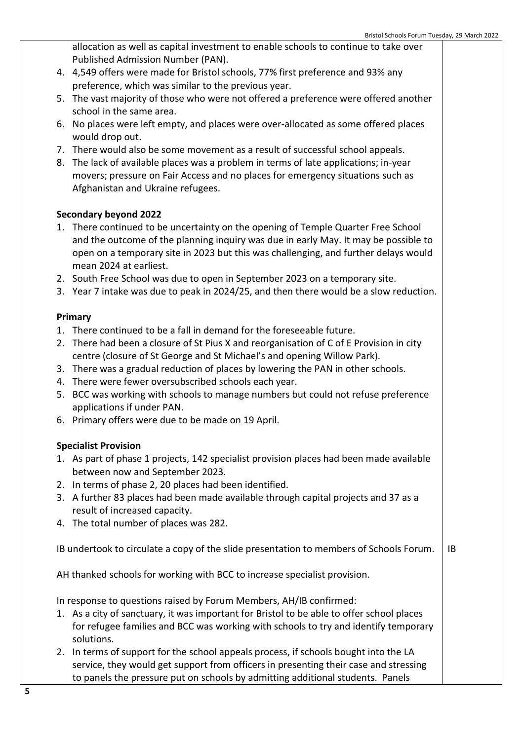allocation as well as capital investment to enable schools to continue to take over Published Admission Number (PAN).

4. 4,549 offers were made for Bristol schools, 77% first preference and 93% any preference, which was similar to the previous year.
5. The vast majority of those who were not offered a preference were offered another school in the same area.
6. No places were left empty, and places were over-allocated as some offered places would drop out.
7. There would also be some movement as a result of successful school appeals.
8. The lack of available places was a problem in terms of late applications; in-year movers; pressure on Fair Access and no places for emergency situations such as Afghanistan and Ukraine refugees.

**Secondary beyond 2022**

1. There continued to be uncertainty on the opening of Temple Quarter Free School and the outcome of the planning inquiry was due in early May. It may be possible to open on a temporary site in 2023 but this was challenging, and further delays would mean 2024 at earliest.
2. South Free School was due to open in September 2023 on a temporary site.
3. Year 7 intake was due to peak in 2024/25, and then there would be a slow reduction.

**Primary**

1. There continued to be a fall in demand for the foreseeable future.
2. There had been a closure of St Pius X and reorganisation of C of E Provision in city centre (closure of St George and St Michael's and opening Willow Park).
3. There was a gradual reduction of places by lowering the PAN in other schools.
4. There were fewer oversubscribed schools each year.
5. BCC was working with schools to manage numbers but could not refuse preference applications if under PAN.
6. Primary offers were due to be made on 19 April.

**Specialist Provision**

1. As part of phase 1 projects, 142 specialist provision places had been made available between now and September 2023.
2. In terms of phase 2, 20 places had been identified.
3. A further 83 places had been made available through capital projects and 37 as a result of increased capacity.
4. The total number of places was 282.

IB undertook to circulate a copy of the slide presentation to members of Schools Forum. — **IB**

AH thanked schools for working with BCC to increase specialist provision.

In response to questions raised by Forum Members, AH/IB confirmed:

1. As a city of sanctuary, it was important for Bristol to be able to offer school places for refugee families and BCC was working with schools to try and identify temporary solutions.
2. In terms of support for the school appeals process, if schools bought into the LA service, they would get support from officers in presenting their case and stressing to panels the pressure put on schools by admitting additional students. Panels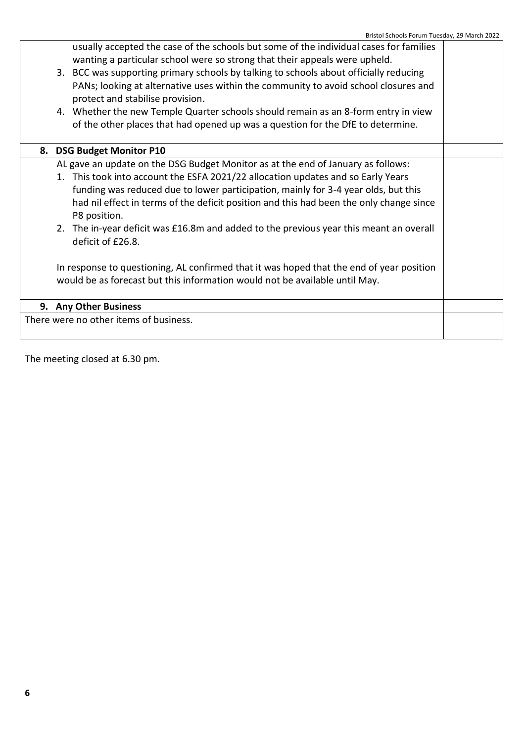usually accepted the case of the schools but some of the individual cases for families wanting a particular school were so strong that their appeals were upheld.

3. BCC was supporting primary schools by talking to schools about officially reducing PANs; looking at alternative uses within the community to avoid school closures and protect and stabilise provision.
4. Whether the new Temple Quarter schools should remain as an 8-form entry in view of the other places that had opened up was a question for the DfE to determine.

## 8. DSG Budget Monitor P10

AL gave an update on the DSG Budget Monitor as at the end of January as follows:

1. This took into account the ESFA 2021/22 allocation updates and so Early Years funding was reduced due to lower participation, mainly for 3-4 year olds, but this had nil effect in terms of the deficit position and this had been the only change since P8 position.
2. The in-year deficit was £16.8m and added to the previous year this meant an overall deficit of £26.8.

In response to questioning, AL confirmed that it was hoped that the end of year position would be as forecast but this information would not be available until May.

## 9. Any Other Business

There were no other items of business.

The meeting closed at 6.30 pm.